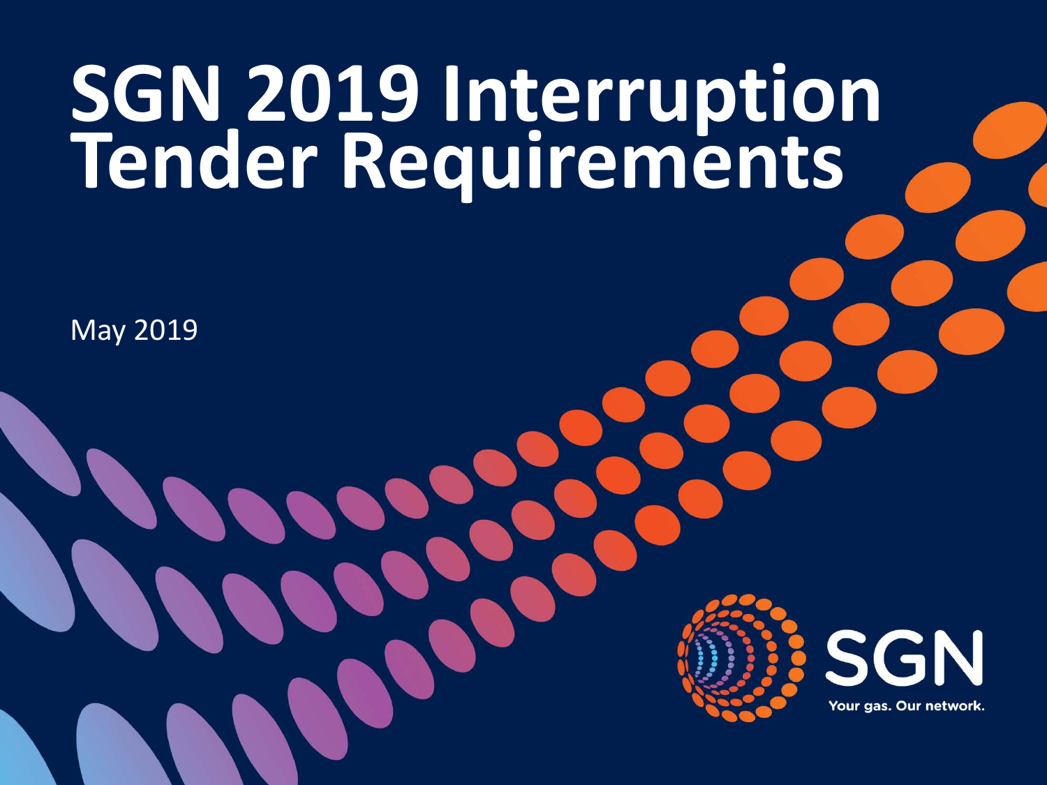# SGN 2019 Interruption Tender Requirements

May 2019

SGN

Your gas. Our network.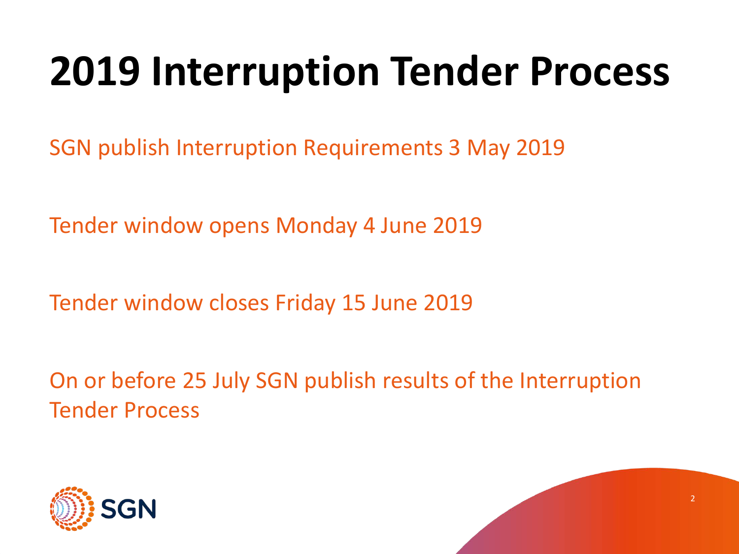# 2019 Interruption Tender Process

SGN publish Interruption Requirements 3 May 2019

Tender window opens Monday 4 June 2019

Tender window closes Friday 15 June 2019

On or before 25 July SGN publish results of the Interruption Tender Process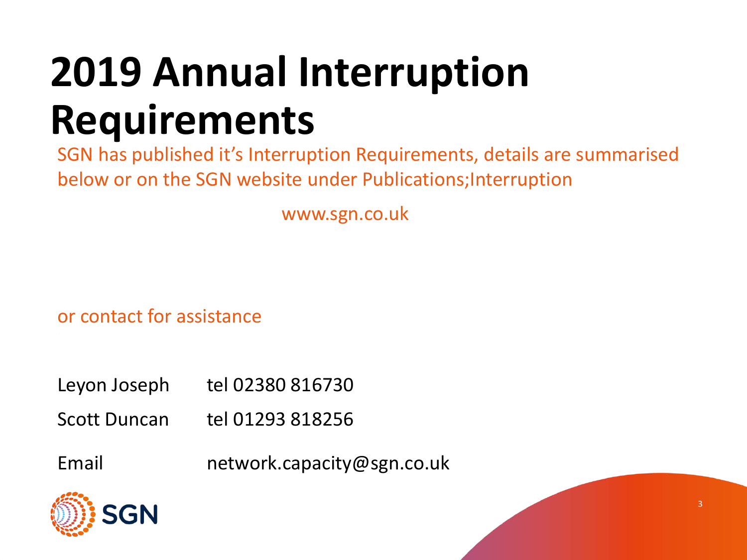# 2019 Annual Interruption Requirements

SGN has published it's Interruption Requirements, details are summarised below or on the SGN website under Publications;Interruption

www.sgn.co.uk

or contact for assistance

| | |
|---|---|
| Leyon Joseph | tel 02380 816730 |
| Scott Duncan | tel 01293 818256 |
| Email | network.capacity@sgn.co.uk |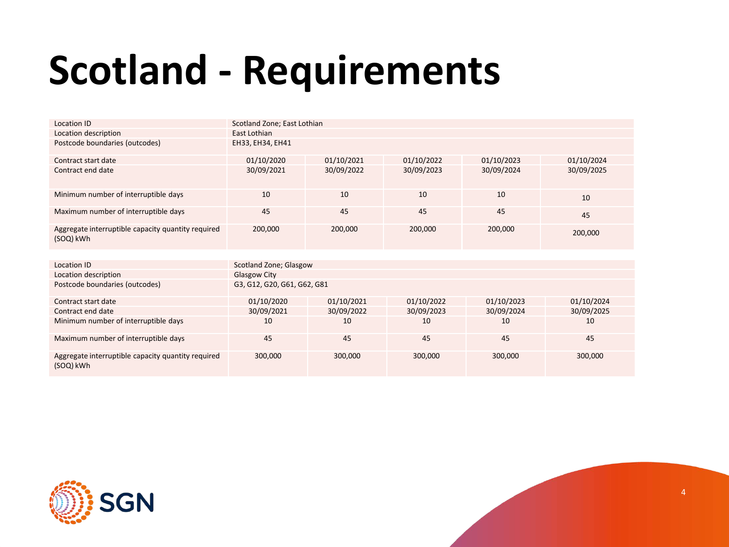# Scotland - Requirements

| Location ID | Scotland Zone; East Lothian | | | | |
|---|---|---|---|---|---|
| Location description | East Lothian | | | | |
| Postcode boundaries (outcodes) | EH33, EH34, EH41 | | | | |
| Contract start date | 01/10/2020 | 01/10/2021 | 01/10/2022 | 01/10/2023 | 01/10/2024 |
| Contract end date | 30/09/2021 | 30/09/2022 | 30/09/2023 | 30/09/2024 | 30/09/2025 |
| Minimum number of interruptible days | 10 | 10 | 10 | 10 | 10 |
| Maximum number of interruptible days | 45 | 45 | 45 | 45 | 45 |
| Aggregate interruptible capacity quantity required (SOQ) kWh | 200,000 | 200,000 | 200,000 | 200,000 | 200,000 |

| Location ID | Scotland Zone; Glasgow | | | | |
|---|---|---|---|---|---|
| Location description | Glasgow City | | | | |
| Postcode boundaries (outcodes) | G3, G12, G20, G61, G62, G81 | | | | |
| Contract start date | 01/10/2020 | 01/10/2021 | 01/10/2022 | 01/10/2023 | 01/10/2024 |
| Contract end date | 30/09/2021 | 30/09/2022 | 30/09/2023 | 30/09/2024 | 30/09/2025 |
| Minimum number of interruptible days | 10 | 10 | 10 | 10 | 10 |
| Maximum number of interruptible days | 45 | 45 | 45 | 45 | 45 |
| Aggregate interruptible capacity quantity required (SOQ) kWh | 300,000 | 300,000 | 300,000 | 300,000 | 300,000 |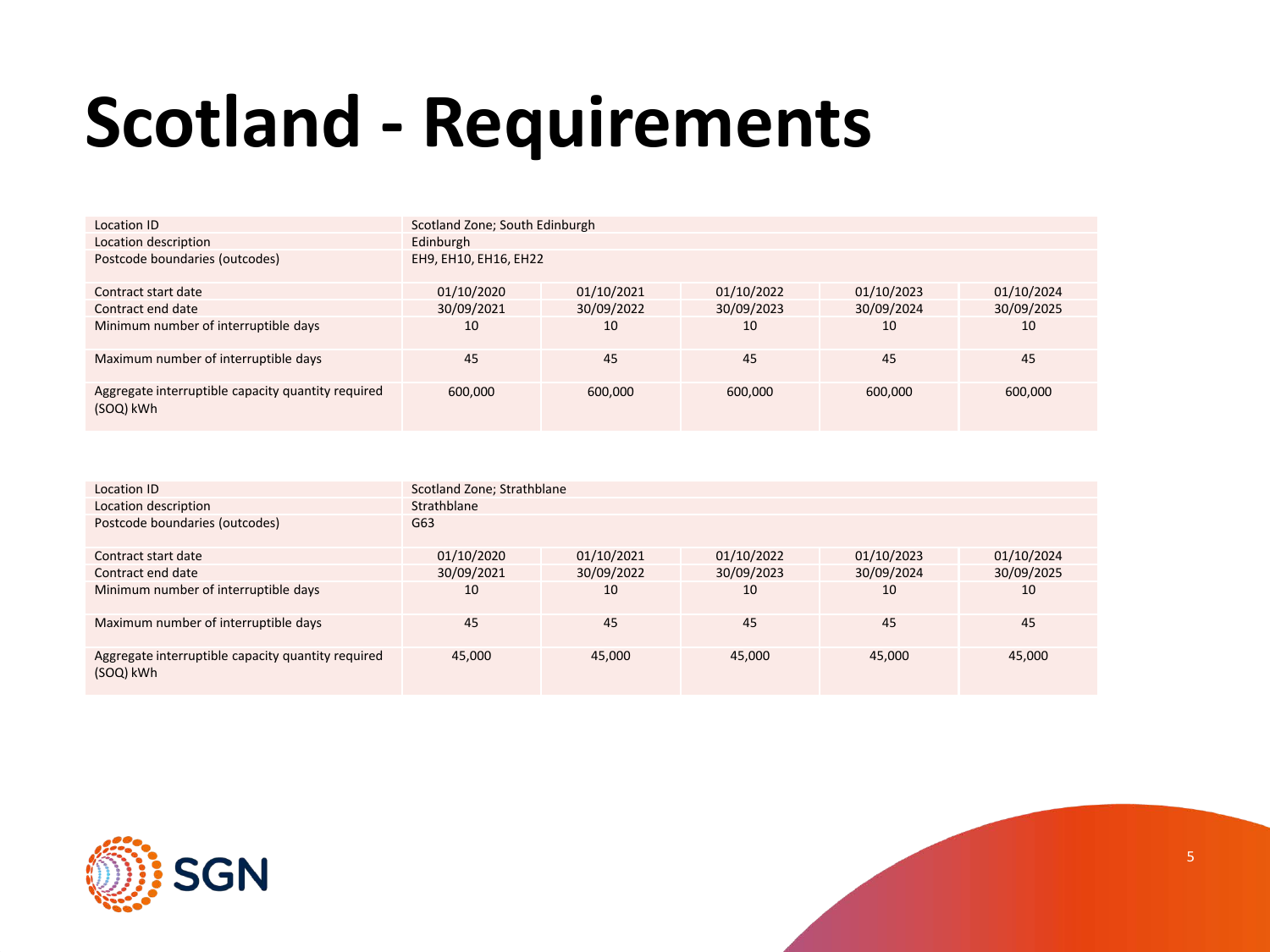# Scotland - Requirements

| Location ID | Scotland Zone; South Edinburgh | | | | |
|---|---|---|---|---|---|
| Location description | Edinburgh | | | | |
| Postcode boundaries (outcodes) | EH9, EH10, EH16, EH22 | | | | |
| Contract start date | 01/10/2020 | 01/10/2021 | 01/10/2022 | 01/10/2023 | 01/10/2024 |
| Contract end date | 30/09/2021 | 30/09/2022 | 30/09/2023 | 30/09/2024 | 30/09/2025 |
| Minimum number of interruptible days | 10 | 10 | 10 | 10 | 10 |
| Maximum number of interruptible days | 45 | 45 | 45 | 45 | 45 |
| Aggregate interruptible capacity quantity required (SOQ) kWh | 600,000 | 600,000 | 600,000 | 600,000 | 600,000 |

| Location ID | Scotland Zone; Strathblane | | | | |
|---|---|---|---|---|---|
| Location description | Strathblane | | | | |
| Postcode boundaries (outcodes) | G63 | | | | |
| Contract start date | 01/10/2020 | 01/10/2021 | 01/10/2022 | 01/10/2023 | 01/10/2024 |
| Contract end date | 30/09/2021 | 30/09/2022 | 30/09/2023 | 30/09/2024 | 30/09/2025 |
| Minimum number of interruptible days | 10 | 10 | 10 | 10 | 10 |
| Maximum number of interruptible days | 45 | 45 | 45 | 45 | 45 |
| Aggregate interruptible capacity quantity required (SOQ) kWh | 45,000 | 45,000 | 45,000 | 45,000 | 45,000 |

SGN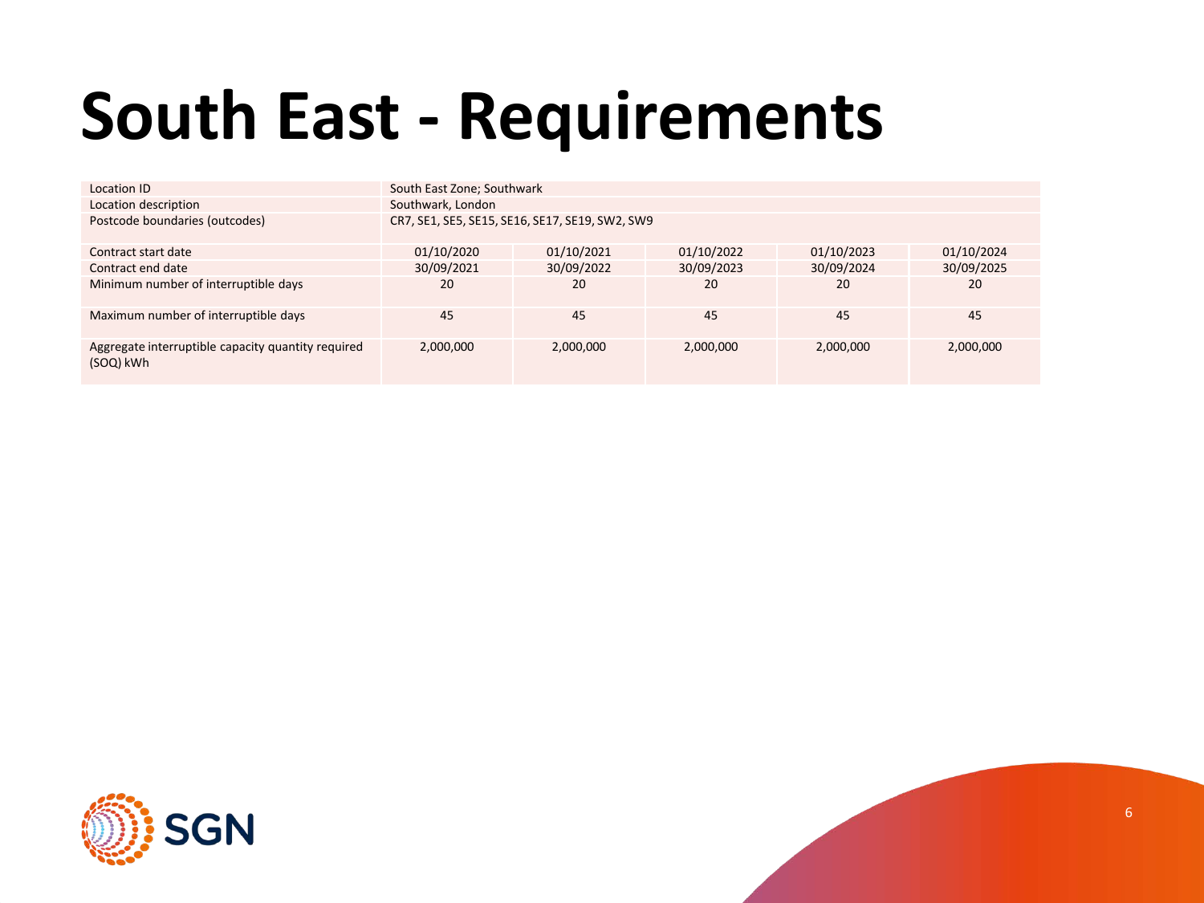# South East - Requirements

| | | | | | |
|---|---|---|---|---|---|
| Location ID | South East Zone; Southwark | | | | |
| Location description | Southwark, London | | | | |
| Postcode boundaries (outcodes) | CR7, SE1, SE5, SE15, SE16, SE17, SE19, SW2, SW9 | | | | |
| Contract start date | 01/10/2020 | 01/10/2021 | 01/10/2022 | 01/10/2023 | 01/10/2024 |
| Contract end date | 30/09/2021 | 30/09/2022 | 30/09/2023 | 30/09/2024 | 30/09/2025 |
| Minimum number of interruptible days | 20 | 20 | 20 | 20 | 20 |
| Maximum number of interruptible days | 45 | 45 | 45 | 45 | 45 |
| Aggregate interruptible capacity quantity required (SOQ) kWh | 2,000,000 | 2,000,000 | 2,000,000 | 2,000,000 | 2,000,000 |